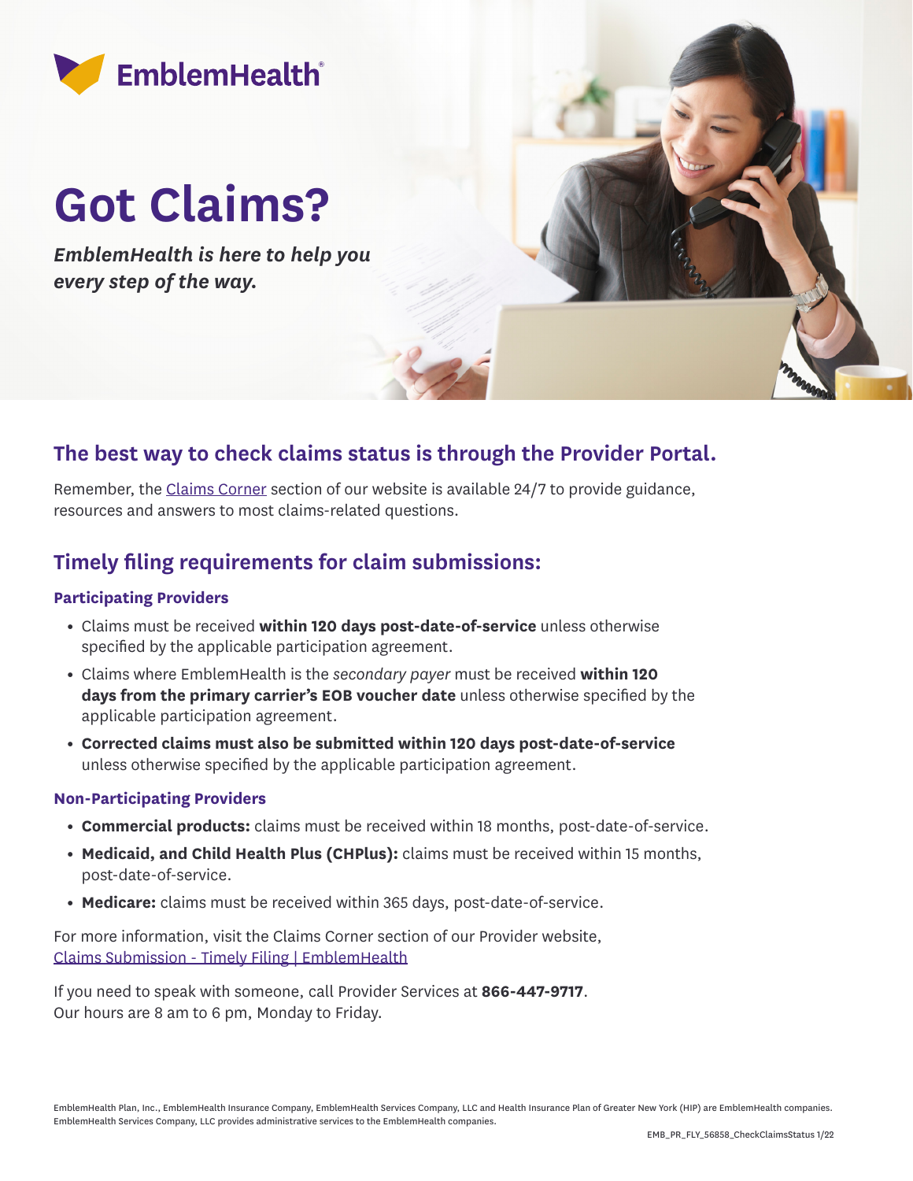EmblemHealth

# Got Claims?

***EmblemHealth is here to help you every step of the way.***

## The best way to check claims status is through the Provider Portal.

Remember, the Claims Corner section of our website is available 24/7 to provide guidance, resources and answers to most claims-related questions.

## Timely filing requirements for claim submissions:

### Participating Providers

- Claims must be received **within 120 days post-date-of-service** unless otherwise specified by the applicable participation agreement.
- Claims where EmblemHealth is the *secondary payer* must be received **within 120 days from the primary carrier's EOB voucher date** unless otherwise specified by the applicable participation agreement.
- **Corrected claims must also be submitted within 120 days post-date-of-service** unless otherwise specified by the applicable participation agreement.

### Non-Participating Providers

- **Commercial products:** claims must be received within 18 months, post-date-of-service.
- **Medicaid, and Child Health Plus (CHPlus):** claims must be received within 15 months, post-date-of-service.
- **Medicare:** claims must be received within 365 days, post-date-of-service.

For more information, visit the Claims Corner section of our Provider website, Claims Submission - Timely Filing | EmblemHealth

If you need to speak with someone, call Provider Services at **866-447-9717**. Our hours are 8 am to 6 pm, Monday to Friday.

EmblemHealth Plan, Inc., EmblemHealth Insurance Company, EmblemHealth Services Company, LLC and Health Insurance Plan of Greater New York (HIP) are EmblemHealth companies. EmblemHealth Services Company, LLC provides administrative services to the EmblemHealth companies.

EMB_PR_FLY_56858_CheckClaimsStatus 1/22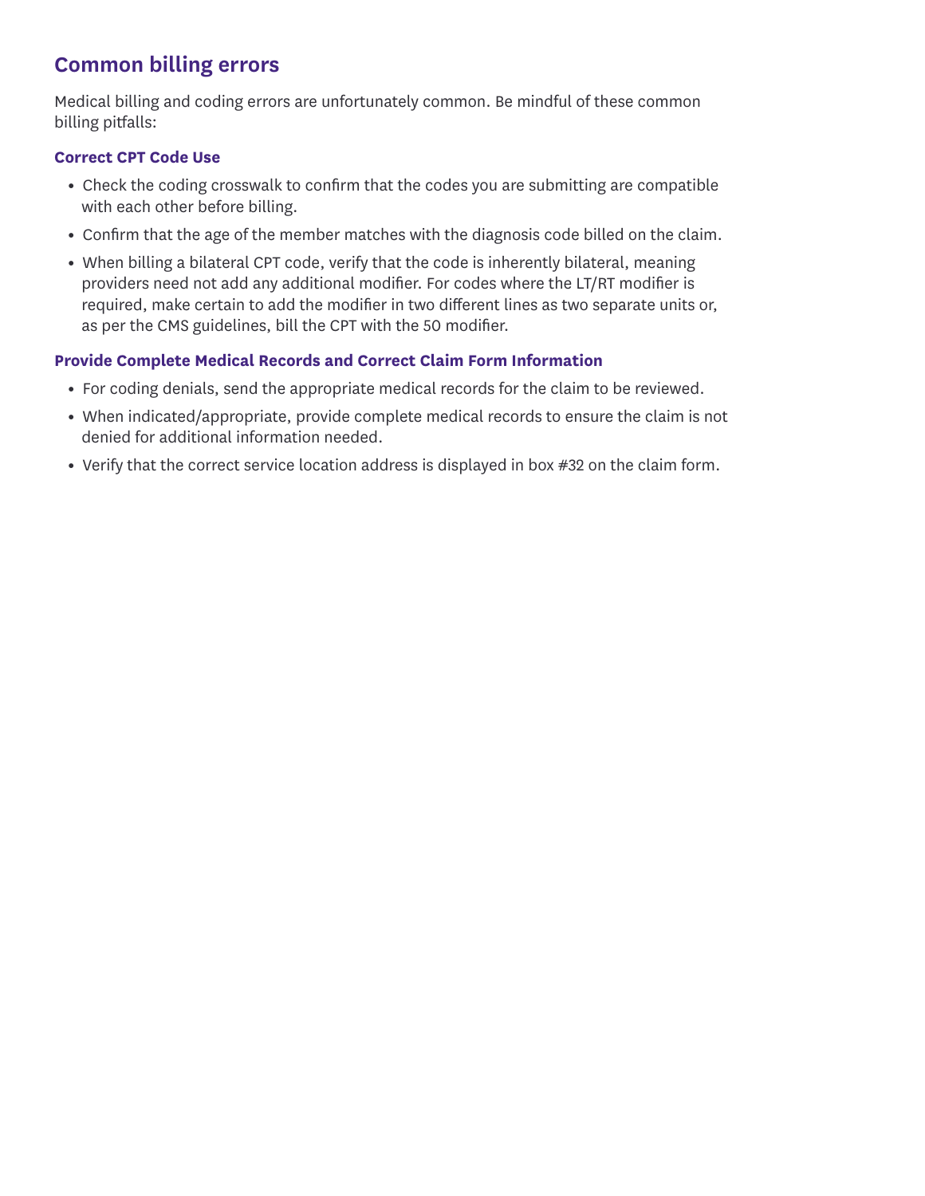## Common billing errors

Medical billing and coding errors are unfortunately common. Be mindful of these common billing pitfalls:

### Correct CPT Code Use

- Check the coding crosswalk to confirm that the codes you are submitting are compatible with each other before billing.
- Confirm that the age of the member matches with the diagnosis code billed on the claim.
- When billing a bilateral CPT code, verify that the code is inherently bilateral, meaning providers need not add any additional modifier. For codes where the LT/RT modifier is required, make certain to add the modifier in two different lines as two separate units or, as per the CMS guidelines, bill the CPT with the 50 modifier.

### Provide Complete Medical Records and Correct Claim Form Information

- For coding denials, send the appropriate medical records for the claim to be reviewed.
- When indicated/appropriate, provide complete medical records to ensure the claim is not denied for additional information needed.
- Verify that the correct service location address is displayed in box #32 on the claim form.